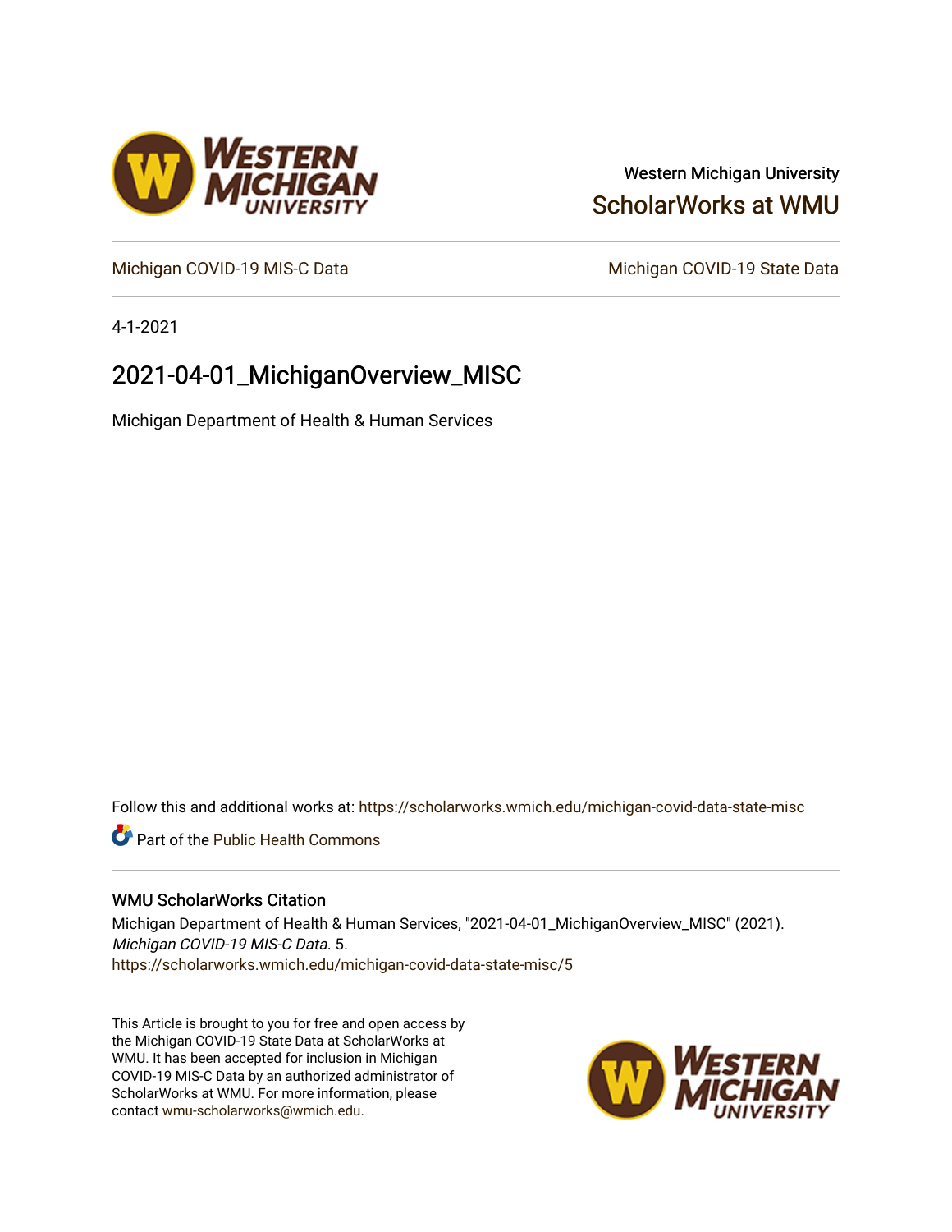Western Michigan University

ScholarWorks at WMU

Michigan COVID-19 MIS-C Data

Michigan COVID-19 State Data

4-1-2021

# 2021-04-01_MichiganOverview_MISC

Michigan Department of Health & Human Services

Follow this and additional works at: https://scholarworks.wmich.edu/michigan-covid-data-state-misc

Part of the Public Health Commons

## WMU ScholarWorks Citation

Michigan Department of Health & Human Services, "2021-04-01_MichiganOverview_MISC" (2021). *Michigan COVID-19 MIS-C Data*. 5.
https://scholarworks.wmich.edu/michigan-covid-data-state-misc/5

This Article is brought to you for free and open access by the Michigan COVID-19 State Data at ScholarWorks at WMU. It has been accepted for inclusion in Michigan COVID-19 MIS-C Data by an authorized administrator of ScholarWorks at WMU. For more information, please contact wmu-scholarworks@wmich.edu.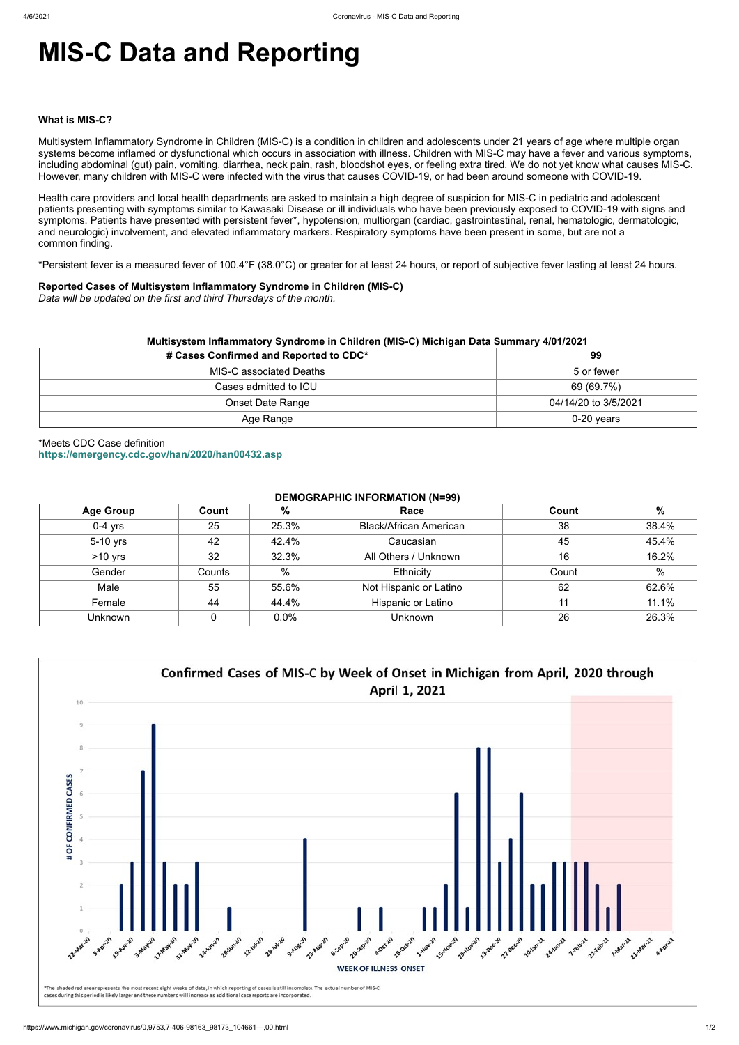# MIS-C Data and Reporting

**What is MIS-C?**

Multisystem Inflammatory Syndrome in Children (MIS-C) is a condition in children and adolescents under 21 years of age where multiple organ systems become inflamed or dysfunctional which occurs in association with illness. Children with MIS-C may have a fever and various symptoms, including abdominal (gut) pain, vomiting, diarrhea, neck pain, rash, bloodshot eyes, or feeling extra tired. We do not yet know what causes MIS-C. However, many children with MIS-C were infected with the virus that causes COVID-19, or had been around someone with COVID-19.

Health care providers and local health departments are asked to maintain a high degree of suspicion for MIS-C in pediatric and adolescent patients presenting with symptoms similar to Kawasaki Disease or ill individuals who have been previously exposed to COVID-19 with signs and symptoms. Patients have presented with persistent fever*, hypotension, multiorgan (cardiac, gastrointestinal, renal, hematologic, dermatologic, and neurologic) involvement, and elevated inflammatory markers. Respiratory symptoms have been present in some, but are not a common finding.

*Persistent fever is a measured fever of 100.4°F (38.0°C) or greater for at least 24 hours, or report of subjective fever lasting at least 24 hours.

**Reported Cases of Multisystem Inflammatory Syndrome in Children (MIS-C)**
*Data will be updated on the first and third Thursdays of the month.*

**Multisystem Inflammatory Syndrome in Children (MIS-C) Michigan Data Summary 4/01/2021**

| # Cases Confirmed and Reported to CDC* | 99 |
|---|---|
| MIS-C associated Deaths | 5 or fewer |
| Cases admitted to ICU | 69 (69.7%) |
| Onset Date Range | 04/14/20 to 3/5/2021 |
| Age Range | 0-20 years |

*Meets CDC Case definition
https://emergency.cdc.gov/han/2020/han00432.asp

**DEMOGRAPHIC INFORMATION (N=99)**

| Age Group | Count | % | Race | Count | % |
|---|---|---|---|---|---|
| 0-4 yrs | 25 | 25.3% | Black/African American | 38 | 38.4% |
| 5-10 yrs | 42 | 42.4% | Caucasian | 45 | 45.4% |
| >10 yrs | 32 | 32.3% | All Others / Unknown | 16 | 16.2% |
| Gender | Counts | % | Ethnicity | Count | % |
| Male | 55 | 55.6% | Not Hispanic or Latino | 62 | 62.6% |
| Female | 44 | 44.4% | Hispanic or Latino | 11 | 11.1% |
| Unknown | 0 | 0.0% | Unknown | 26 | 26.3% |

**Confirmed Cases of MIS-C by Week of Onset in Michigan from April, 2020 through April 1, 2021**

*The shaded red area represents the most recent eight weeks of data, in which reporting of cases is still incomplete. The actual number of MIS-C cases during this period is likely larger and these numbers will increase as additional case reports are incorporated.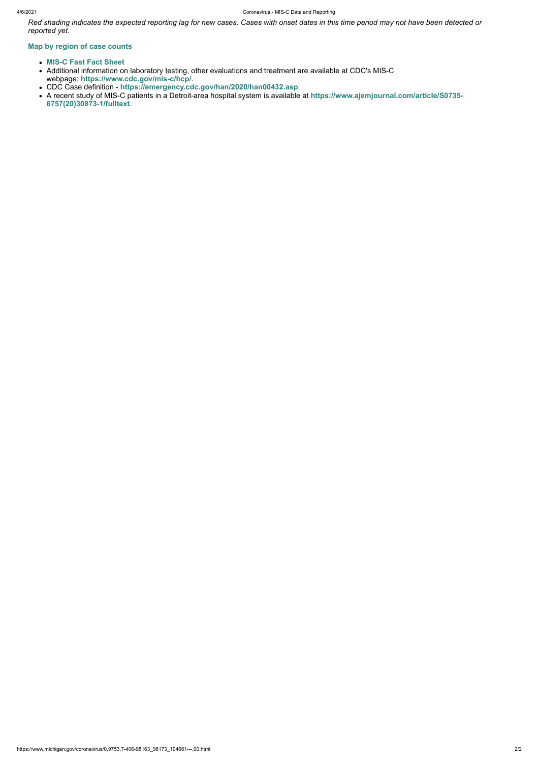*Red shading indicates the expected reporting lag for new cases. Cases with onset dates in this time period may not have been detected or reported yet.*

**Map by region of case counts**

- **MIS-C Fast Fact Sheet**
- Additional information on laboratory testing, other evaluations and treatment are available at CDC's MIS-C webpage: **https://www.cdc.gov/mis-c/hcp/**.
- CDC Case definition - **https://emergency.cdc.gov/han/2020/han00432.asp**
- A recent study of MIS-C patients in a Detroit-area hospital system is available at **https://www.ajemjournal.com/article/S0735-6757(20)30873-1/fulltext**.